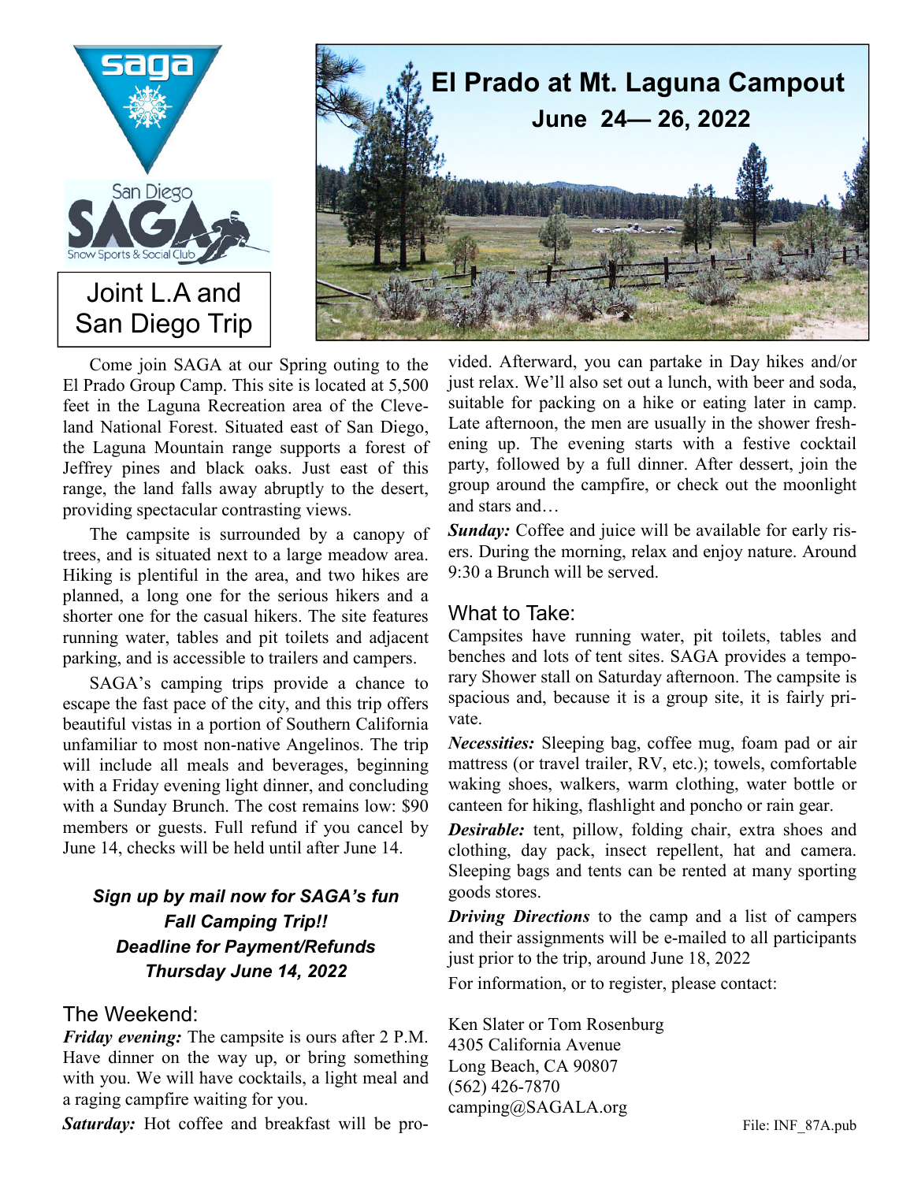# El Prado at Mt. Laguna Campout

## June 24— 26, 2022

saga

San Diego SAGA Snow Sports & Social Club

**Joint L.A and San Diego Trip**

Come join SAGA at our Spring outing to the El Prado Group Camp. This site is located at 5,500 feet in the Laguna Recreation area of the Cleveland National Forest. Situated east of San Diego, the Laguna Mountain range supports a forest of Jeffrey pines and black oaks. Just east of this range, the land falls away abruptly to the desert, providing spectacular contrasting views.

The campsite is surrounded by a canopy of trees, and is situated next to a large meadow area. Hiking is plentiful in the area, and two hikes are planned, a long one for the serious hikers and a shorter one for the casual hikers. The site features running water, tables and pit toilets and adjacent parking, and is accessible to trailers and campers.

SAGA's camping trips provide a chance to escape the fast pace of the city, and this trip offers beautiful vistas in a portion of Southern California unfamiliar to most non-native Angelinos. The trip will include all meals and beverages, beginning with a Friday evening light dinner, and concluding with a Sunday Brunch. The cost remains low: $90 members or guests. Full refund if you cancel by June 14, checks will be held until after June 14.

***Sign up by mail now for SAGA's fun Fall Camping Trip!!***
***Deadline for Payment/Refunds***
***Thursday June 14, 2022***

## The Weekend:

***Friday evening:*** The campsite is ours after 2 P.M. Have dinner on the way up, or bring something with you. We will have cocktails, a light meal and a raging campfire waiting for you.

***Saturday:*** Hot coffee and breakfast will be provided. Afterward, you can partake in Day hikes and/or just relax. We'll also set out a lunch, with beer and soda, suitable for packing on a hike or eating later in camp. Late afternoon, the men are usually in the shower freshening up. The evening starts with a festive cocktail party, followed by a full dinner. After dessert, join the group around the campfire, or check out the moonlight and stars and…

***Sunday:*** Coffee and juice will be available for early risers. During the morning, relax and enjoy nature. Around 9:30 a Brunch will be served.

## What to Take:

Campsites have running water, pit toilets, tables and benches and lots of tent sites. SAGA provides a temporary Shower stall on Saturday afternoon. The campsite is spacious and, because it is a group site, it is fairly private.

***Necessities:*** Sleeping bag, coffee mug, foam pad or air mattress (or travel trailer, RV, etc.); towels, comfortable waking shoes, walkers, warm clothing, water bottle or canteen for hiking, flashlight and poncho or rain gear.

***Desirable:*** tent, pillow, folding chair, extra shoes and clothing, day pack, insect repellent, hat and camera. Sleeping bags and tents can be rented at many sporting goods stores.

***Driving Directions*** to the camp and a list of campers and their assignments will be e-mailed to all participants just prior to the trip, around June 18, 2022

For information, or to register, please contact:

Ken Slater or Tom Rosenburg
4305 California Avenue
Long Beach, CA 90807
(562) 426-7870
camping@SAGALA.org

File: INF_87A.pub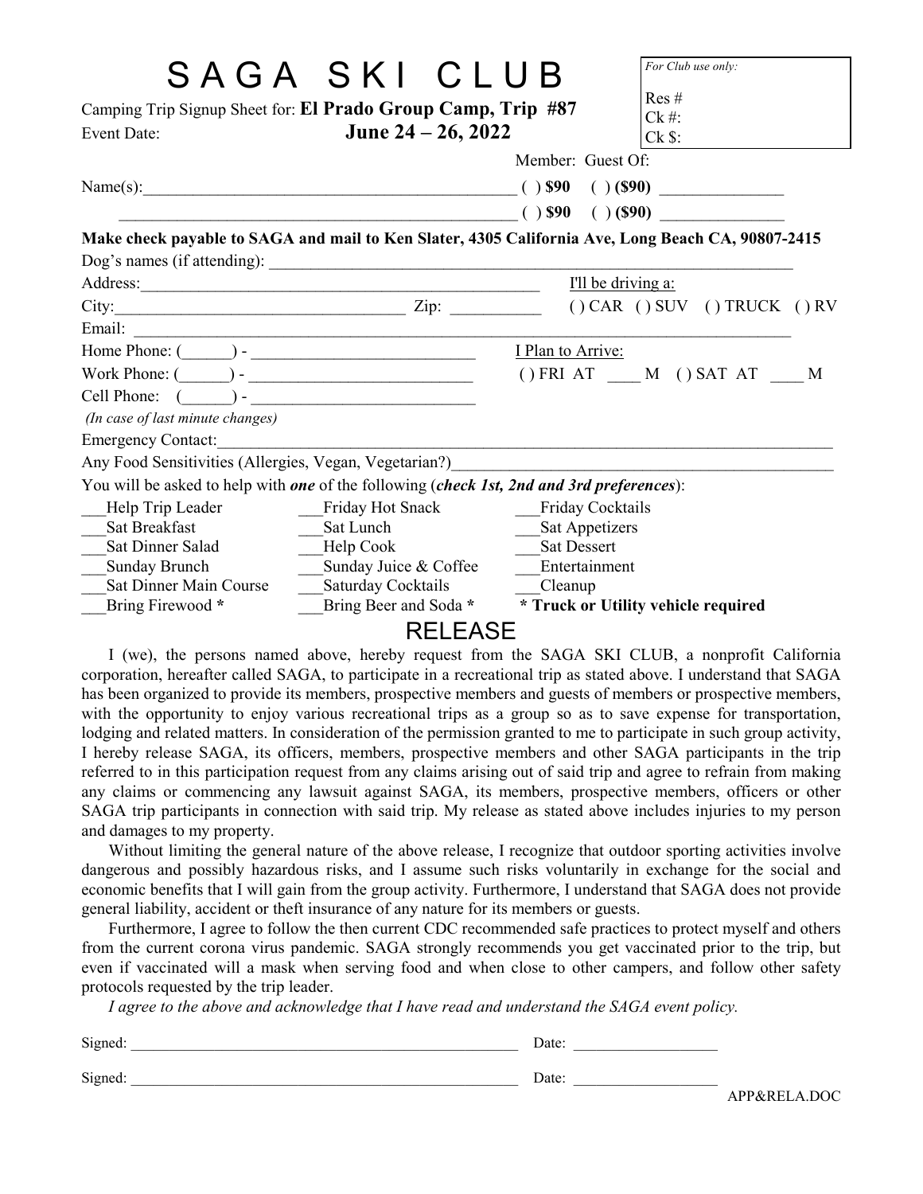# S A G A   S K I   C L U B

*For Club use only:*

Res #
Ck #:
Ck $:

Camping Trip Signup Sheet for: **El Prado Group Camp, Trip #87**
Event Date: **June 24 – 26, 2022**

| | Member: | Guest Of: | |
|---|---|---|---|
| Name(s):_____________________________________________ | ( ) **$90** | ( ) **($90)** | _______________ |
| _____________________________________________ | ( ) **$90** | ( ) **($90)** | _______________ |

**Make check payable to SAGA and mail to Ken Slater, 4305 California Ave, Long Beach CA, 90807-2415**

Dog's names (if attending): ________________________________________________________________

Address:__________________________________________ I'll be driving a:

City:___________________________________ Zip: ___________ ( ) CAR ( ) SUV ( ) TRUCK ( ) RV

Email: ________________________________________________________________________________

Home Phone: (______) - ____________________________ I Plan to Arrive:

Work Phone: (______) - ____________________________ ( ) FRI AT ____ M ( ) SAT AT ____ M

Cell Phone: (______) - ____________________________

*(In case of last minute changes)*

Emergency Contact:______________________________________________________________________

Any Food Sensitivities (Allergies, Vegan, Vegetarian?)_______________________________________________

You will be asked to help with ***one*** of the following (***check 1st, 2nd and 3rd preferences***):

| | | |
|---|---|---|
| ___Help Trip Leader | ___Friday Hot Snack | ___Friday Cocktails |
| ___Sat Breakfast | ___Sat Lunch | ___Sat Appetizers |
| ___Sat Dinner Salad | ___Help Cook | ___Sat Dessert |
| ___Sunday Brunch | ___Sunday Juice & Coffee | ___Entertainment |
| ___Sat Dinner Main Course | ___Saturday Cocktails | ___Cleanup |
| ___Bring Firewood * | ___Bring Beer and Soda * | **\* Truck or Utility vehicle required** |

## RELEASE

I (we), the persons named above, hereby request from the SAGA SKI CLUB, a nonprofit California corporation, hereafter called SAGA, to participate in a recreational trip as stated above. I understand that SAGA has been organized to provide its members, prospective members and guests of members or prospective members, with the opportunity to enjoy various recreational trips as a group so as to save expense for transportation, lodging and related matters. In consideration of the permission granted to me to participate in such group activity, I hereby release SAGA, its officers, members, prospective members and other SAGA participants in the trip referred to in this participation request from any claims arising out of said trip and agree to refrain from making any claims or commencing any lawsuit against SAGA, its members, prospective members, officers or other SAGA trip participants in connection with said trip. My release as stated above includes injuries to my person and damages to my property.

Without limiting the general nature of the above release, I recognize that outdoor sporting activities involve dangerous and possibly hazardous risks, and I assume such risks voluntarily in exchange for the social and economic benefits that I will gain from the group activity. Furthermore, I understand that SAGA does not provide general liability, accident or theft insurance of any nature for its members or guests.

Furthermore, I agree to follow the then current CDC recommended safe practices to protect myself and others from the current corona virus pandemic. SAGA strongly recommends you get vaccinated prior to the trip, but even if vaccinated will a mask when serving food and when close to other campers, and follow other safety protocols requested by the trip leader.

*I agree to the above and acknowledge that I have read and understand the SAGA event policy.*

Signed: ____________________________________________________ Date: ___________________

Signed: ____________________________________________________ Date: ___________________

APP&RELA.DOC